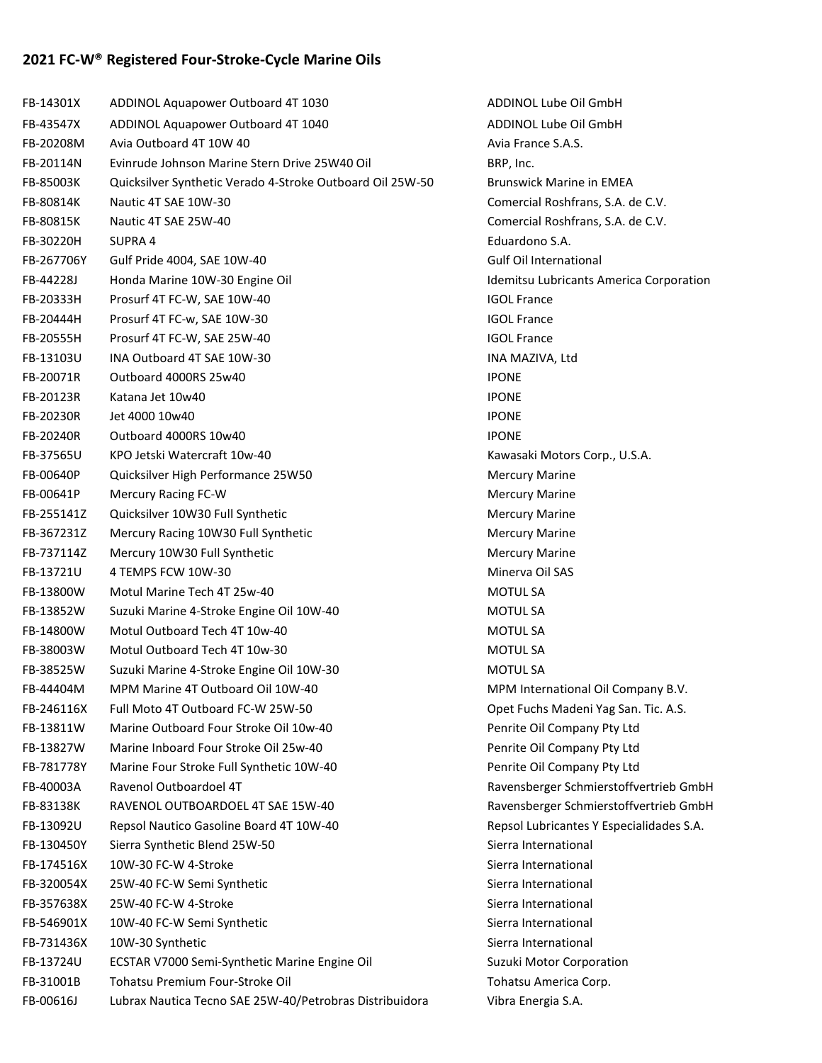## 2021 FC-W® Registered Four-Stroke-Cycle Marine Oils

| | | |
|---|---|---|
| FB-14301X | ADDINOL Aquapower Outboard 4T 1030 | ADDINOL Lube Oil GmbH |
| FB-43547X | ADDINOL Aquapower Outboard 4T 1040 | ADDINOL Lube Oil GmbH |
| FB-20208M | Avia Outboard 4T 10W 40 | Avia France S.A.S. |
| FB-20114N | Evinrude Johnson Marine Stern Drive 25W40 Oil | BRP, Inc. |
| FB-85003K | Quicksilver Synthetic Verado 4-Stroke Outboard Oil 25W-50 | Brunswick Marine in EMEA |
| FB-80814K | Nautic 4T SAE 10W-30 | Comercial Roshfrans, S.A. de C.V. |
| FB-80815K | Nautic 4T SAE 25W-40 | Comercial Roshfrans, S.A. de C.V. |
| FB-30220H | SUPRA 4 | Eduardono S.A. |
| FB-267706Y | Gulf Pride 4004, SAE 10W-40 | Gulf Oil International |
| FB-44228J | Honda Marine 10W-30 Engine Oil | Idemitsu Lubricants America Corporation |
| FB-20333H | Prosurf 4T FC-W, SAE 10W-40 | IGOL France |
| FB-20444H | Prosurf 4T FC-w, SAE 10W-30 | IGOL France |
| FB-20555H | Prosurf 4T FC-W, SAE 25W-40 | IGOL France |
| FB-13103U | INA Outboard 4T SAE 10W-30 | INA MAZIVA, Ltd |
| FB-20071R | Outboard 4000RS 25w40 | IPONE |
| FB-20123R | Katana Jet 10w40 | IPONE |
| FB-20230R | Jet 4000 10w40 | IPONE |
| FB-20240R | Outboard 4000RS 10w40 | IPONE |
| FB-37565U | KPO Jetski Watercraft 10w-40 | Kawasaki Motors Corp., U.S.A. |
| FB-00640P | Quicksilver High Performance 25W50 | Mercury Marine |
| FB-00641P | Mercury Racing FC-W | Mercury Marine |
| FB-255141Z | Quicksilver 10W30 Full Synthetic | Mercury Marine |
| FB-367231Z | Mercury Racing 10W30 Full Synthetic | Mercury Marine |
| FB-737114Z | Mercury 10W30 Full Synthetic | Mercury Marine |
| FB-13721U | 4 TEMPS FCW 10W-30 | Minerva Oil SAS |
| FB-13800W | Motul Marine Tech 4T 25w-40 | MOTUL SA |
| FB-13852W | Suzuki Marine 4-Stroke Engine Oil 10W-40 | MOTUL SA |
| FB-14800W | Motul Outboard Tech 4T 10w-40 | MOTUL SA |
| FB-38003W | Motul Outboard Tech 4T 10w-30 | MOTUL SA |
| FB-38525W | Suzuki Marine 4-Stroke Engine Oil 10W-30 | MOTUL SA |
| FB-44404M | MPM Marine 4T Outboard Oil 10W-40 | MPM International Oil Company B.V. |
| FB-246116X | Full Moto 4T Outboard FC-W 25W-50 | Opet Fuchs Madeni Yag San. Tic. A.S. |
| FB-13811W | Marine Outboard Four Stroke Oil 10w-40 | Penrite Oil Company Pty Ltd |
| FB-13827W | Marine Inboard Four Stroke Oil 25w-40 | Penrite Oil Company Pty Ltd |
| FB-781778Y | Marine Four Stroke Full Synthetic 10W-40 | Penrite Oil Company Pty Ltd |
| FB-40003A | Ravenol Outboardoel 4T | Ravensberger Schmierstoffvertrieb GmbH |
| FB-83138K | RAVENOL OUTBOARDOEL 4T SAE 15W-40 | Ravensberger Schmierstoffvertrieb GmbH |
| FB-13092U | Repsol Nautico Gasoline Board 4T 10W-40 | Repsol Lubricantes Y Especialidades S.A. |
| FB-130450Y | Sierra Synthetic Blend 25W-50 | Sierra International |
| FB-174516X | 10W-30 FC-W 4-Stroke | Sierra International |
| FB-320054X | 25W-40 FC-W Semi Synthetic | Sierra International |
| FB-357638X | 25W-40 FC-W 4-Stroke | Sierra International |
| FB-546901X | 10W-40 FC-W Semi Synthetic | Sierra International |
| FB-731436X | 10W-30 Synthetic | Sierra International |
| FB-13724U | ECSTAR V7000 Semi-Synthetic Marine Engine Oil | Suzuki Motor Corporation |
| FB-31001B | Tohatsu Premium Four-Stroke Oil | Tohatsu America Corp. |
| FB-00616J | Lubrax Nautica Tecno SAE 25W-40/Petrobras Distribuidora | Vibra Energia S.A. |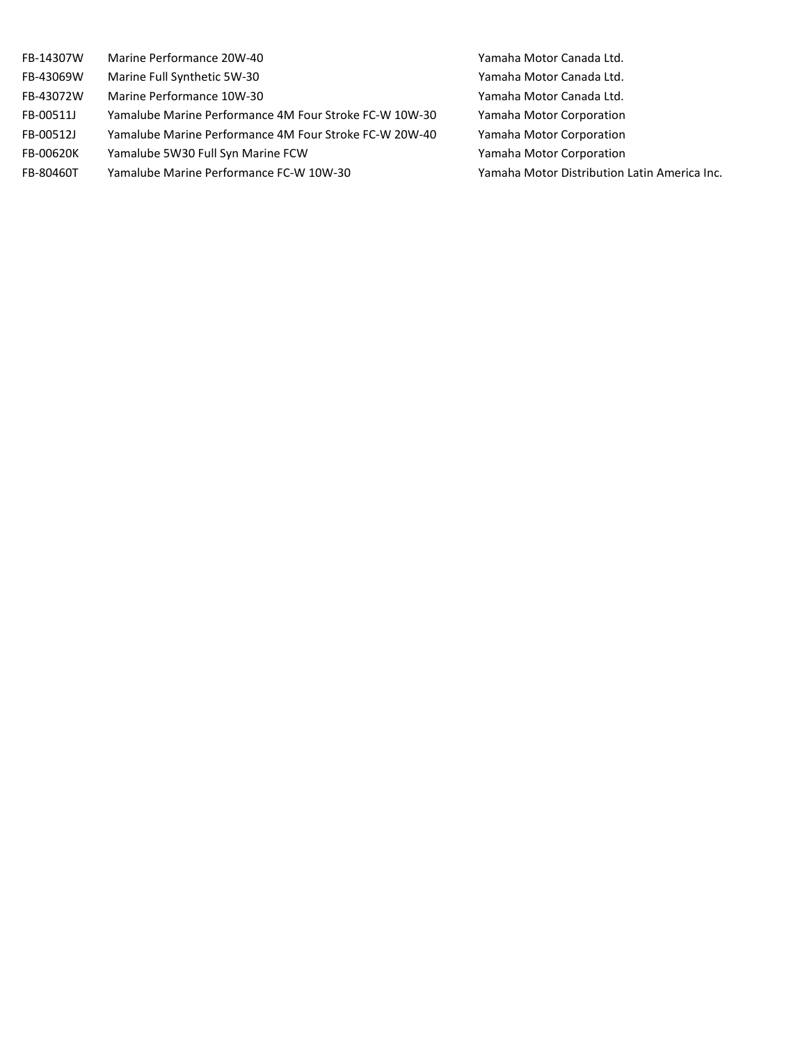| | | |
|---|---|---|
| FB-14307W | Marine Performance 20W-40 | Yamaha Motor Canada Ltd. |
| FB-43069W | Marine Full Synthetic 5W-30 | Yamaha Motor Canada Ltd. |
| FB-43072W | Marine Performance 10W-30 | Yamaha Motor Canada Ltd. |
| FB-00511J | Yamalube Marine Performance 4M Four Stroke FC-W 10W-30 | Yamaha Motor Corporation |
| FB-00512J | Yamalube Marine Performance 4M Four Stroke FC-W 20W-40 | Yamaha Motor Corporation |
| FB-00620K | Yamalube 5W30 Full Syn Marine FCW | Yamaha Motor Corporation |
| FB-80460T | Yamalube Marine Performance FC-W 10W-30 | Yamaha Motor Distribution Latin America Inc. |